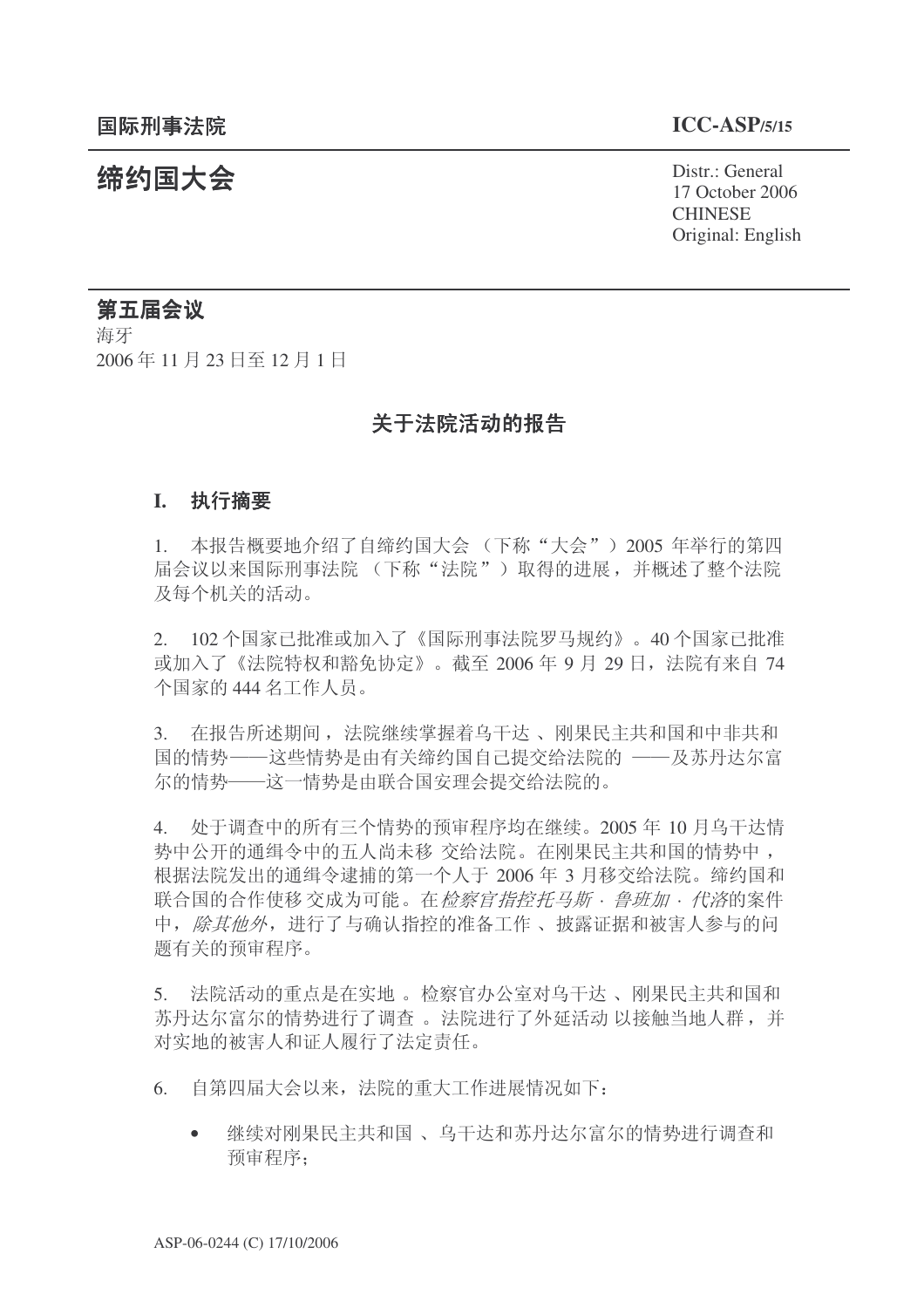国际刑事法院 **ICC-ASP/5/15**

# 缔约国大会

Distr.: General
17 October 2006
CHINESE
Original: English

## 第五届会议

海牙
2006 年 11 月 23 日至 12 月 1 日

## 关于法院活动的报告

### I. 执行摘要

1. 本报告概要地介绍了自缔约国大会（下称“大会”）2005 年举行的第四届会议以来国际刑事法院（下称“法院”）取得的进展，并概述了整个法院及每个机关的活动。

2. 102 个国家已批准或加入了《国际刑事法院罗马规约》。40 个国家已批准或加入了《法院特权和豁免协定》。截至 2006 年 9 月 29 日，法院有来自 74 个国家的 444 名工作人员。

3. 在报告所述期间，法院继续掌握着乌干达、刚果民主共和国和中非共和国的情势——这些情势是由有关缔约国自己提交给法院的——及苏丹达尔富尔的情势——这一情势是由联合国安理会提交给法院的。

4. 处于调查中的所有三个情势的预审程序均在继续。2005 年 10 月乌干达情势中公开的通缉令中的五人尚未移交给法院。在刚果民主共和国的情势中，根据法院发出的通缉令逮捕的第一个人于 2006 年 3 月移交给法院。缔约国和联合国的合作使移交成为可能。在*检察官指控托马斯·鲁班加·代洛*的案件中，*除其他外*，进行了与确认指控的准备工作、披露证据和被害人参与的问题有关的预审程序。

5. 法院活动的重点是在实地。检察官办公室对乌干达、刚果民主共和国和苏丹达尔富尔的情势进行了调查。法院进行了外延活动以接触当地人群，并对实地的被害人和证人履行了法定责任。

6. 自第四届大会以来，法院的重大工作进展情况如下：

- 继续对刚果民主共和国、乌干达和苏丹达尔富尔的情势进行调查和预审程序；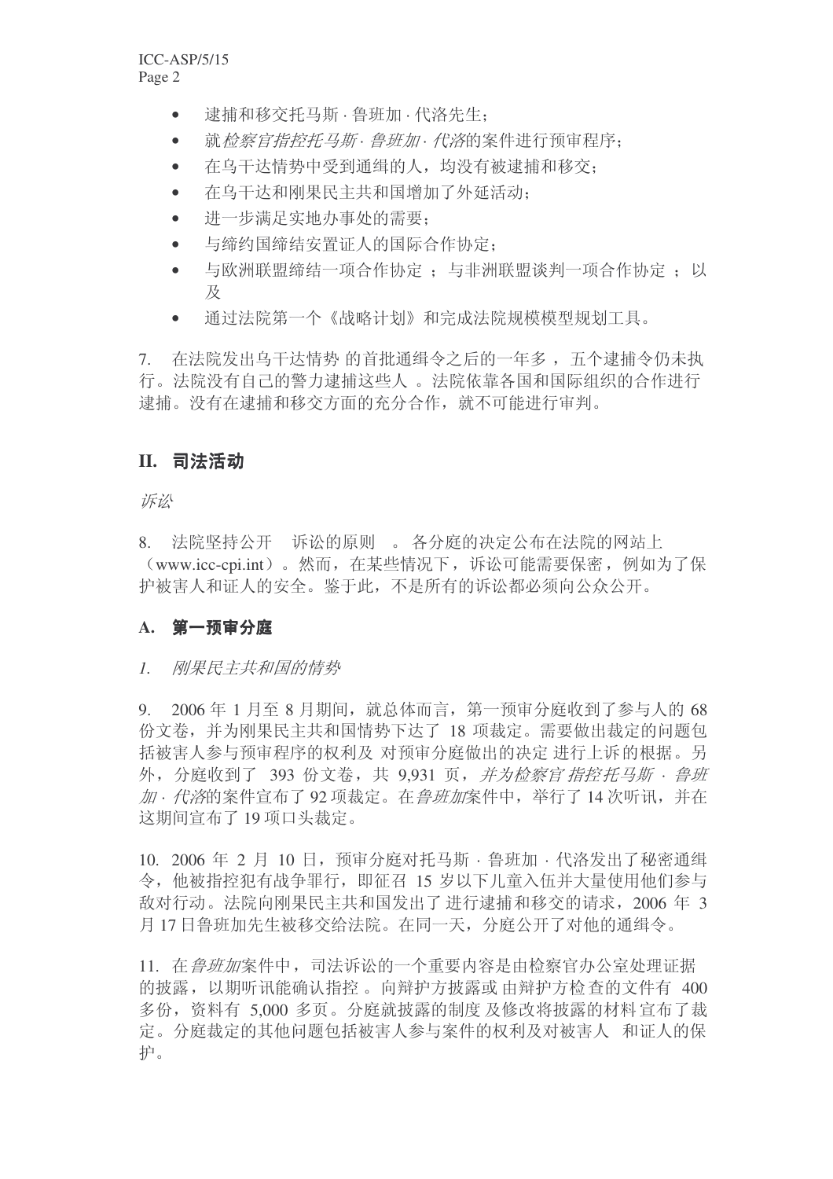- 逮捕和移交托马斯 · 鲁班加 · 代洛先生；
- 就*检察官指控托马斯 · 鲁班加 · 代洛*的案件进行预审程序；
- 在乌干达情势中受到通缉的人，均没有被逮捕和移交；
- 在乌干达和刚果民主共和国增加了外延活动；
- 进一步满足实地办事处的需要；
- 与缔约国缔结安置证人的国际合作协定；
- 与欧洲联盟缔结一项合作协定；与非洲联盟谈判一项合作协定；以及
- 通过法院第一个《战略计划》和完成法院规模模型规划工具。

7. 在法院发出乌干达情势的首批通缉令之后的一年多，五个逮捕令仍未执行。法院没有自己的警力逮捕这些人。法院依靠各国和国际组织的合作进行逮捕。没有在逮捕和移交方面的充分合作，就不可能进行审判。

## II. 司法活动

*诉讼*

8. 法院坚持公开诉讼的原则。各分庭的决定公布在法院的网站上（www.icc-cpi.int）。然而，在某些情况下，诉讼可能需要保密，例如为了保护被害人和证人的安全。鉴于此，不是所有的诉讼都必须向公众公开。

### A. 第一预审分庭

*1. 刚果民主共和国的情势*

9. 2006 年 1 月至 8 月期间，就总体而言，第一预审分庭收到了参与人的 68 份文卷，并为刚果民主共和国情势下达了 18 项裁定。需要做出裁定的问题包括被害人参与预审程序的权利及对预审分庭做出的决定进行上诉的根据。另外，分庭收到了 393 份文卷，共 9,931 页，*并为检察官指控托马斯 · 鲁班加 · 代洛*的案件宣布了 92 项裁定。在*鲁班加*案件中，举行了 14 次听讯，并在这期间宣布了 19 项口头裁定。

10. 2006 年 2 月 10 日，预审分庭对托马斯 · 鲁班加 · 代洛发出了秘密通缉令，他被指控犯有战争罪行，即征召 15 岁以下儿童入伍并大量使用他们参与敌对行动。法院向刚果民主共和国发出了进行逮捕和移交的请求，2006 年 3 月 17 日鲁班加先生被移交给法院。在同一天，分庭公开了对他的通缉令。

11. 在*鲁班加*案件中，司法诉讼的一个重要内容是由检察官办公室处理证据的披露，以期听讯能确认指控。向辩护方披露或由辩护方检查的文件有 400 多份，资料有 5,000 多页。分庭就披露的制度及修改将披露的材料宣布了裁定。分庭裁定的其他问题包括被害人参与案件的权利及对被害人和证人的保护。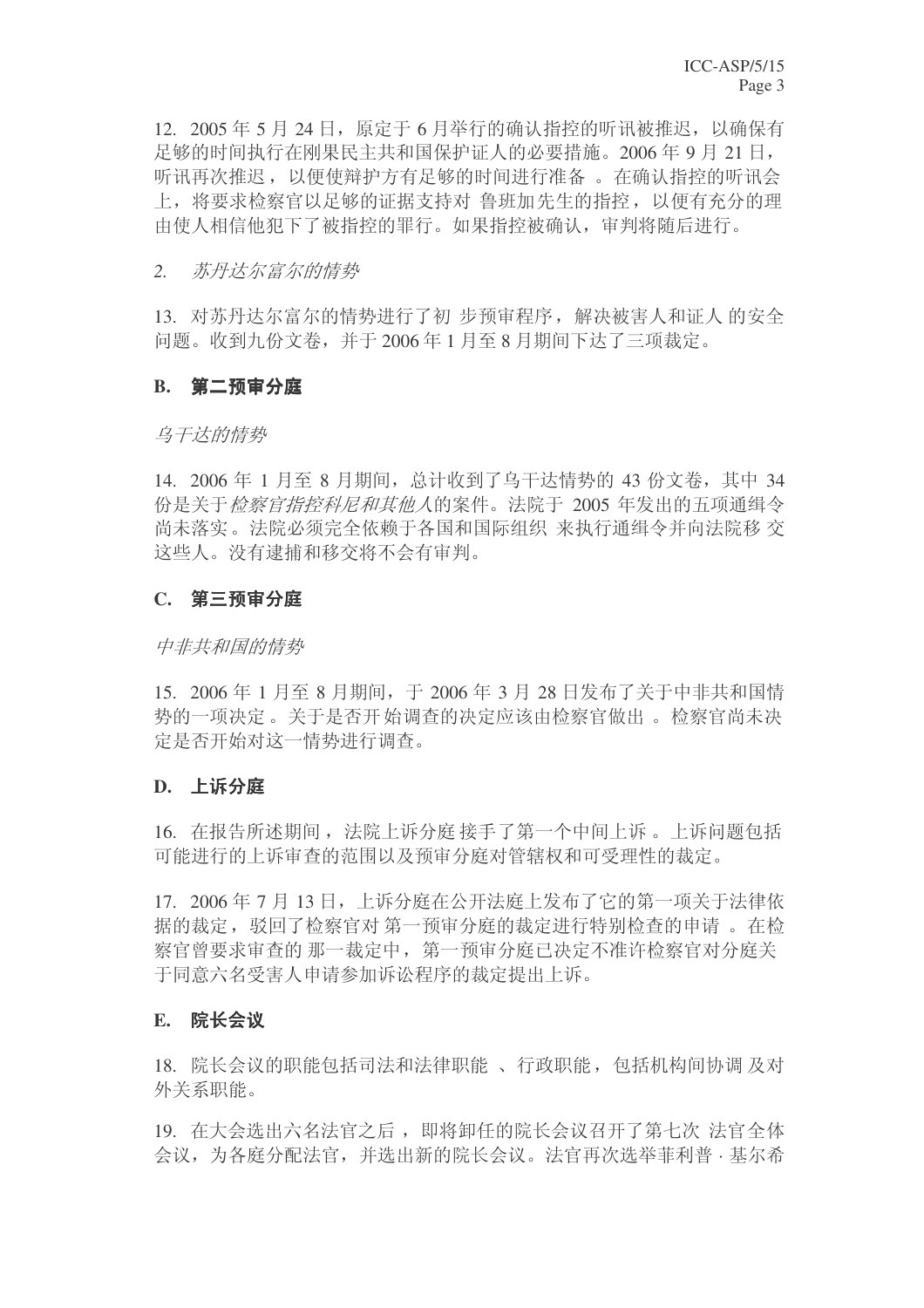12. 2005 年 5 月 24 日，原定于 6 月举行的确认指控的听讯被推迟，以确保有足够的时间执行在刚果民主共和国保护证人的必要措施。2006 年 9 月 21 日，听讯再次推迟，以便使辩护方有足够的时间进行准备。在确认指控的听讯会上，将要求检察官以足够的证据支持对鲁班加先生的指控，以便有充分的理由使人相信他犯下了被指控的罪行。如果指控被确认，审判将随后进行。

*2. 苏丹达尔富尔的情势*

13. 对苏丹达尔富尔的情势进行了初步预审程序，解决被害人和证人的安全问题。收到九份文卷，并于 2006 年 1 月至 8 月期间下达了三项裁定。

### B. 第二预审分庭

*乌干达的情势*

14. 2006 年 1 月至 8 月期间，总计收到了乌干达情势的 43 份文卷，其中 34 份是关于*检察官指控科尼和其他人*的案件。法院于 2005 年发出的五项通缉令尚未落实。法院必须完全依赖于各国和国际组织来执行通缉令并向法院移交这些人。没有逮捕和移交将不会有审判。

### C. 第三预审分庭

*中非共和国的情势*

15. 2006 年 1 月至 8 月期间，于 2006 年 3 月 28 日发布了关于中非共和国情势的一项决定。关于是否开始调查的决定应该由检察官做出。检察官尚未决定是否开始对这一情势进行调查。

### D. 上诉分庭

16. 在报告所述期间，法院上诉分庭接手了第一个中间上诉。上诉问题包括可能进行的上诉审查的范围以及预审分庭对管辖权和可受理性的裁定。

17. 2006 年 7 月 13 日，上诉分庭在公开法庭上发布了它的第一项关于法律依据的裁定，驳回了检察官对第一预审分庭的裁定进行特别检查的申请。在检察官曾要求审查的那一裁定中，第一预审分庭已决定不准许检察官对分庭关于同意六名受害人申请参加诉讼程序的裁定提出上诉。

### E. 院长会议

18. 院长会议的职能包括司法和法律职能、行政职能，包括机构间协调及对外关系职能。

19. 在大会选出六名法官之后，即将卸任的院长会议召开了第七次法官全体会议，为各庭分配法官，并选出新的院长会议。法官再次选举菲利普·基尔希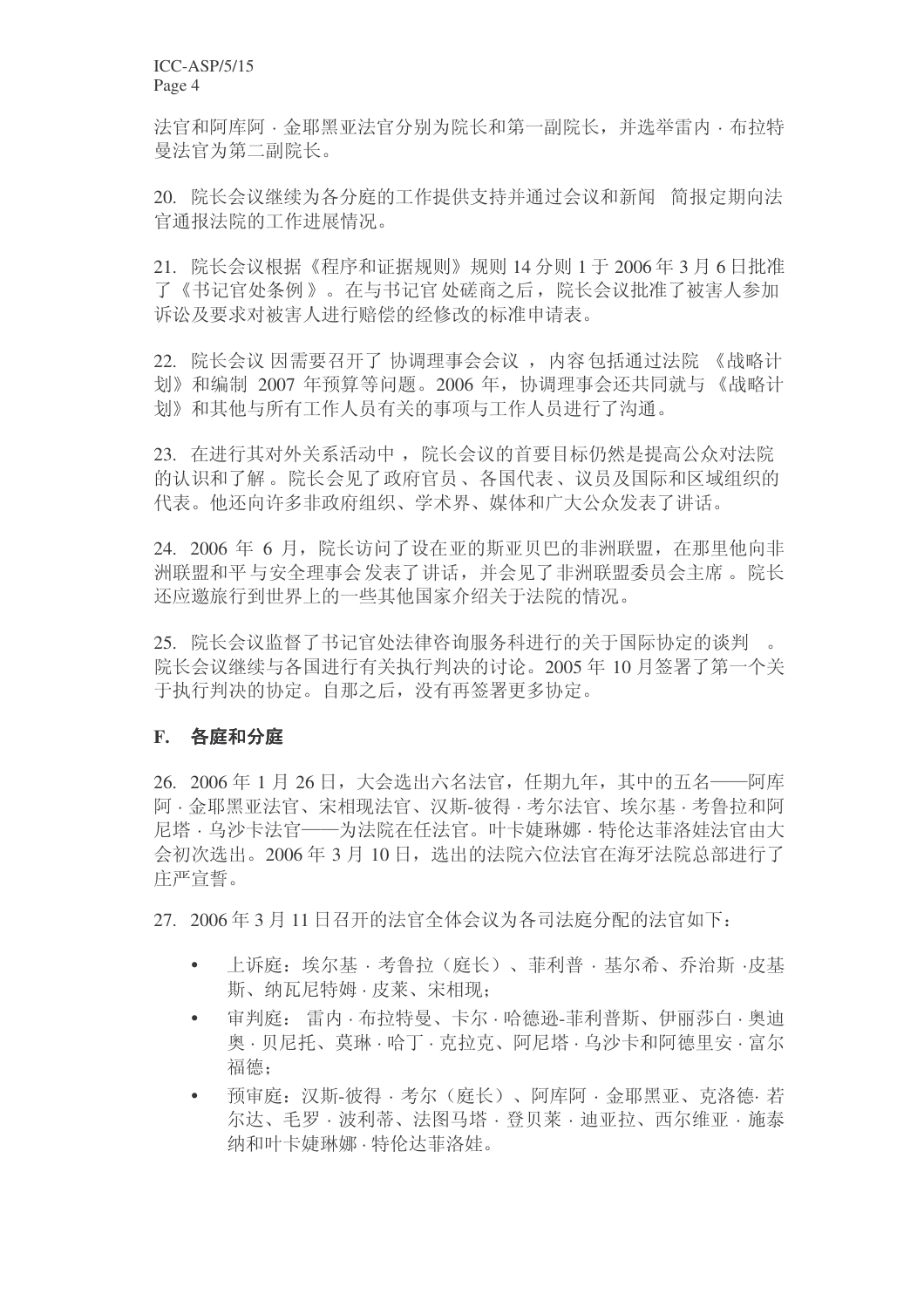法官和阿库阿 · 金耶黑亚法官分别为院长和第一副院长，并选举雷内 · 布拉特曼法官为第二副院长。

20. 院长会议继续为各分庭的工作提供支持并通过会议和新闻 简报定期向法官通报法院的工作进展情况。

21. 院长会议根据《程序和证据规则》规则 14 分则 1 于 2006 年 3 月 6 日批准了《书记官处条例》。在与书记官 处磋商之后，院长会议批准了被害人参加诉讼及要求对被害人进行赔偿的经修改的标准申请表。

22. 院长会议 因需要召开了 协调理事会会议 ，内容包括通过法院 《战略计划》和编制 2007 年预算等问题。2006 年，协调理事会还共同就与 《战略计划》和其他与所有工作人员有关的事项与工作人员进行了沟通。

23. 在进行其对外关系活动中 ，院长会议的首要目标仍然是提高公众对法院的认识和了解 。院长会见了政府官员 、各国代表、议员及国际和区域组织的代表。他还向许多非政府组织、学术界、媒体和广大公众发表了讲话。

24. 2006 年 6 月，院长访问了设在亚的斯亚贝巴的非洲联盟，在那里他向非洲联盟和平与安全理事会 发表了讲话，并会见了非洲联盟委员会主席 。院长还应邀旅行到世界上的一些其他国家介绍关于法院的情况。

25. 院长会议监督了书记官处法律咨询服务科进行的关于国际协定的谈判 。院长会议继续与各国进行有关执行判决的讨论。2005 年 10 月签署了第一个关于执行判决的协定。自那之后，没有再签署更多协定。

## F. 各庭和分庭

26. 2006 年 1 月 26 日，大会选出六名法官，任期九年，其中的五名——阿库阿 · 金耶黑亚法官、宋相现法官、汉斯-彼得 · 考尔法官、埃尔基 · 考鲁拉和阿尼塔 · 乌沙卡法官——为法院在任法官。叶卡婕琳娜 · 特伦达菲洛娃法官由大会初次选出。2006 年 3 月 10 日，选出的法院六位法官在海牙法院总部进行了庄严宣誓。

27. 2006 年 3 月 11 日召开的法官全体会议为各司法庭分配的法官如下：

- 上诉庭：埃尔基 · 考鲁拉（庭长）、菲利普 · 基尔希、乔治斯 ·皮基斯、纳瓦尼特姆 · 皮莱、宋相现；
- 审判庭： 雷内 · 布拉特曼、卡尔 · 哈德逊-菲利普斯、伊丽莎白 · 奥迪奥 · 贝尼托、莫琳 · 哈丁 · 克拉克、阿尼塔 · 乌沙卡和阿德里安 · 富尔福德；
- 预审庭：汉斯-彼得 · 考尔（庭长）、阿库阿 · 金耶黑亚、克洛德· 若尔达、毛罗 · 波利蒂、法图马塔 · 登贝莱 · 迪亚拉、西尔维亚 · 施泰纳和叶卡婕琳娜 · 特伦达菲洛娃。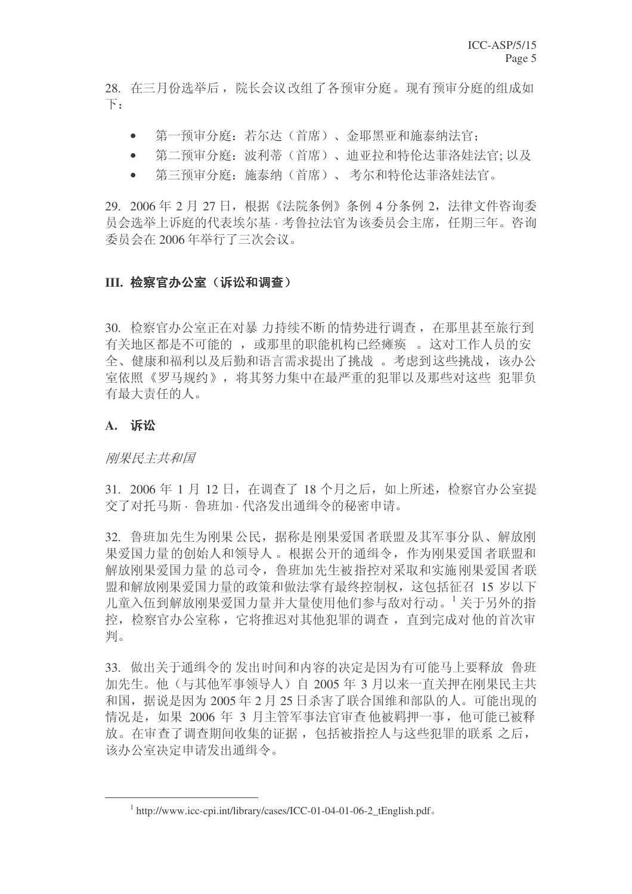28. 在三月份选举后，院长会议改组了各预审分庭。现有预审分庭的组成如下：

- 第一预审分庭：若尔达（首席）、金耶黑亚和施泰纳法官；
- 第二预审分庭：波利蒂（首席）、迪亚拉和特伦达菲洛娃法官; 以及
- 第三预审分庭：施泰纳（首席）、考尔和特伦达菲洛娃法官。

29. 2006 年 2 月 27 日，根据《法院条例》条例 4 分条例 2，法律文件咨询委员会选举上诉庭的代表埃尔基 · 考鲁拉法官为该委员会主席，任期三年。咨询委员会在 2006 年举行了三次会议。

## III. 检察官办公室（诉讼和调查）

30. 检察官办公室正在对暴力持续不断的情势进行调查，在那里甚至旅行到有关地区都是不可能的，或那里的职能机构已经瘫痪。这对工作人员的安全、健康和福利以及后勤和语言需求提出了挑战。考虑到这些挑战，该办公室依照《罗马规约》，将其努力集中在最严重的犯罪以及那些对这些犯罪负有最大责任的人。

### A. 诉讼

*刚果民主共和国*

31. 2006 年 1 月 12 日，在调查了 18 个月之后，如上所述，检察官办公室提交了对托马斯 · 鲁班加 · 代洛发出通缉令的秘密申请。

32. 鲁班加先生为刚果公民，据称是刚果爱国者联盟及其军事分队、解放刚果爱国力量的创始人和领导人。根据公开的通缉令，作为刚果爱国者联盟和解放刚果爱国力量的总司令，鲁班加先生被指控对采取和实施刚果爱国者联盟和解放刚果爱国力量的政策和做法掌有最终控制权，这包括征召 15 岁以下儿童入伍到解放刚果爱国力量并大量使用他们参与敌对行动。[1] 关于另外的指控，检察官办公室称，它将推迟对其他犯罪的调查，直到完成对他的首次审判。

33. 做出关于通缉令的发出时间和内容的决定是因为有可能马上要释放鲁班加先生。他（与其他军事领导人）自 2005 年 3 月以来一直关押在刚果民主共和国，据说是因为 2005 年 2 月 25 日杀害了联合国维和部队的人。可能出现的情况是，如果 2006 年 3 月主管军事法官审查他被羁押一事，他可能已被释放。在审查了调查期间收集的证据，包括被指控人与这些犯罪的联系之后，该办公室决定申请发出通缉令。

---

[1] http://www.icc-cpi.int/library/cases/ICC-01-04-01-06-2_tEnglish.pdf。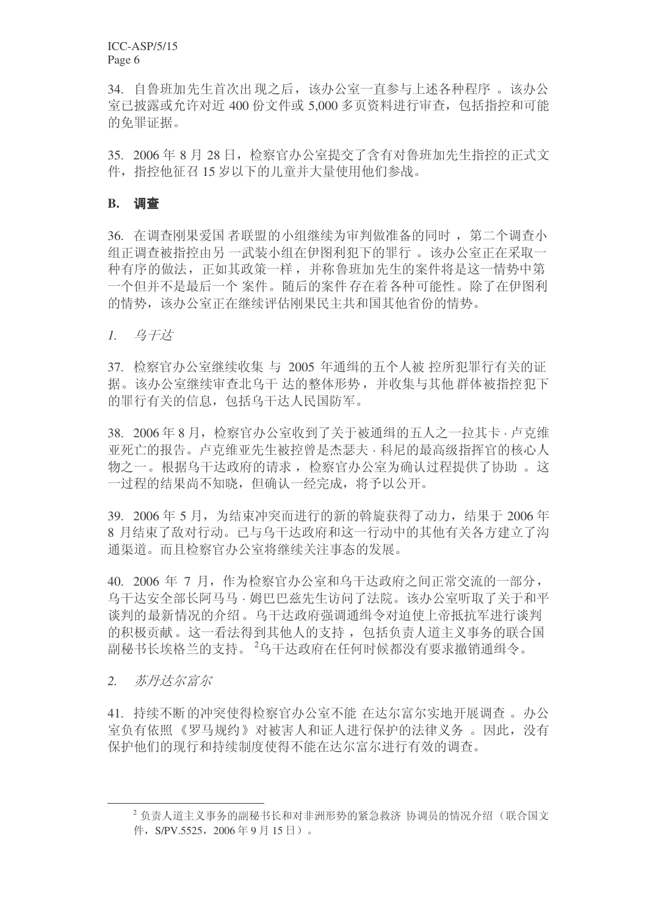34. 自鲁班加先生首次出现之后，该办公室一直参与上述各种程序。该办公室已披露或允许对近 400 份文件或 5,000 多页资料进行审查，包括指控和可能的免罪证据。

35. 2006 年 8 月 28 日，检察官办公室提交了含有对鲁班加先生指控的正式文件，指控他征召 15 岁以下的儿童并大量使用他们参战。

## B. 调查

36. 在调查刚果爱国者联盟的小组继续为审判做准备的同时，第二个调查小组正调查被指控由另一武装小组在伊图利犯下的罪行。该办公室正在采取一种有序的做法，正如其政策一样，并称鲁班加先生的案件将是这一情势中第一个但并不是最后一个案件。随后的案件存在着各种可能性。除了在伊图利的情势，该办公室正在继续评估刚果民主共和国其他省份的情势。

*1. 乌干达*

37. 检察官办公室继续收集与 2005 年通缉的五个人被控所犯罪行有关的证据。该办公室继续审查北乌干达的整体形势，并收集与其他群体被指控犯下的罪行有关的信息，包括乌干达人民国防军。

38. 2006 年 8 月，检察官办公室收到了关于被通缉的五人之一拉其卡·卢克维亚死亡的报告。卢克维亚先生被控曾是杰瑟夫·科尼的最高级指挥官的核心人物之一。根据乌干达政府的请求，检察官办公室为确认过程提供了协助。这一过程的结果尚不知晓，但确认一经完成，将予以公开。

39. 2006 年 5 月，为结束冲突而进行的新的斡旋获得了动力，结果于 2006 年 8 月结束了敌对行动。已与乌干达政府和这一行动中的其他有关各方建立了沟通渠道。而且检察官办公室将继续关注事态的发展。

40. 2006 年 7 月，作为检察官办公室和乌干达政府之间正常交流的一部分，乌干达安全部长阿马马·姆巴巴兹先生访问了法院。该办公室听取了关于和平谈判的最新情况的介绍。乌干达政府强调通缉令对迫使上帝抵抗军进行谈判的积极贡献。这一看法得到其他人的支持，包括负责人道主义事务的联合国副秘书长埃格兰的支持。[2]乌干达政府在任何时候都没有要求撤销通缉令。

*2. 苏丹达尔富尔*

41. 持续不断的冲突使得检察官办公室不能在达尔富尔实地开展调查。办公室负有依照《罗马规约》对被害人和证人进行保护的法律义务。因此，没有保护他们的现行和持续制度使得不能在达尔富尔进行有效的调查。

---

[2] 负责人道主义事务的副秘书长和对非洲形势的紧急救济协调员的情况介绍（联合国文件，S/PV.5525，2006 年 9 月 15 日）。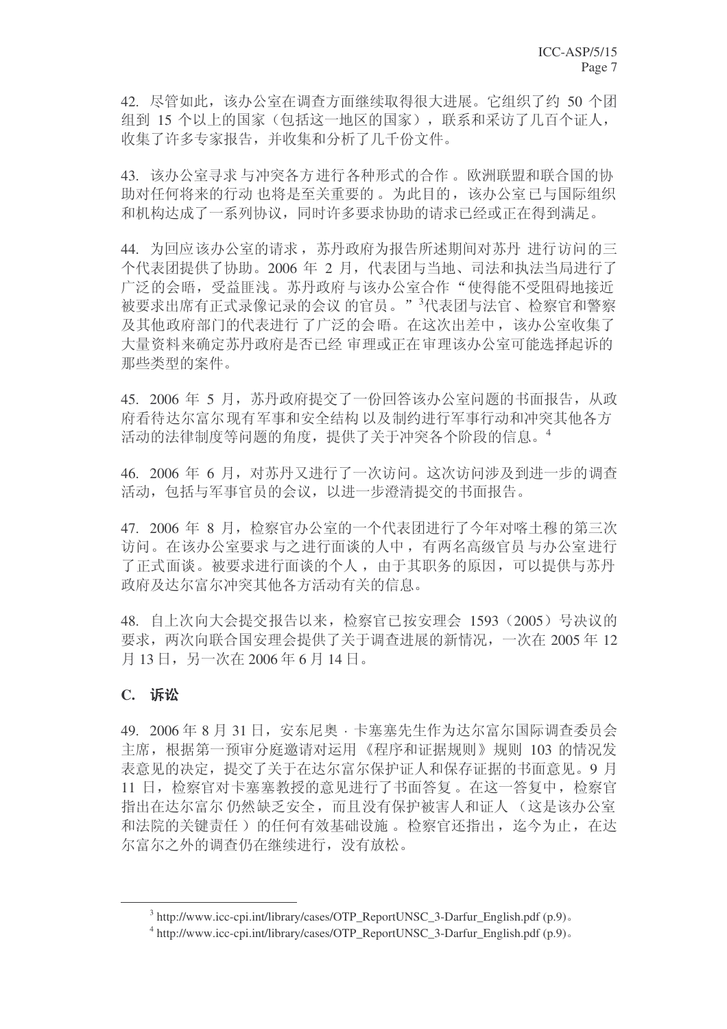42. 尽管如此，该办公室在调查方面继续取得很大进展。它组织了约 50 个团组到 15 个以上的国家（包括这一地区的国家），联系和采访了几百个证人，收集了许多专家报告，并收集和分析了几千份文件。

43. 该办公室寻求与冲突各方进行各种形式的合作。欧洲联盟和联合国的协助对任何将来的行动也将是至关重要的。为此目的，该办公室已与国际组织和机构达成了一系列协议，同时许多要求协助的请求已经或正在得到满足。

44. 为回应该办公室的请求，苏丹政府为报告所述期间对苏丹进行访问的三个代表团提供了协助。2006 年 2 月，代表团与当地、司法和执法当局进行了广泛的会晤，受益匪浅。苏丹政府与该办公室合作“使得能不受阻碍地接近被要求出席有正式录像记录的会议的官员。”[3]代表团与法官、检察官和警察及其他政府部门的代表进行了广泛的会晤。在这次出差中，该办公室收集了大量资料来确定苏丹政府是否已经审理或正在审理该办公室可能选择起诉的那些类型的案件。

45. 2006 年 5 月，苏丹政府提交了一份回答该办公室问题的书面报告，从政府看待达尔富尔现有军事和安全结构以及制约进行军事行动和冲突其他各方活动的法律制度等问题的角度，提供了关于冲突各个阶段的信息。[4]

46. 2006 年 6 月，对苏丹又进行了一次访问。这次访问涉及到进一步的调查活动，包括与军事官员的会议，以进一步澄清提交的书面报告。

47. 2006 年 8 月，检察官办公室的一个代表团进行了今年对喀土穆的第三次访问。在该办公室要求与之进行面谈的人中，有两名高级官员与办公室进行了正式面谈。被要求进行面谈的个人，由于其职务的原因，可以提供与苏丹政府及达尔富尔冲突其他各方活动有关的信息。

48. 自上次向大会提交报告以来，检察官已按安理会 1593（2005）号决议的要求，两次向联合国安理会提供了关于调查进展的新情况，一次在 2005 年 12 月 13 日，另一次在 2006 年 6 月 14 日。

## C. 诉讼

49. 2006 年 8 月 31 日，安东尼奥 · 卡塞塞先生作为达尔富尔国际调查委员会主席，根据第一预审分庭邀请对运用《程序和证据规则》规则 103 的情况发表意见的决定，提交了关于在达尔富尔保护证人和保存证据的书面意见。9 月 11 日，检察官对卡塞塞教授的意见进行了书面答复。在这一答复中，检察官指出在达尔富尔仍然缺乏安全，而且没有保护被害人和证人（这是该办公室和法院的关键责任）的任何有效基础设施。检察官还指出，迄今为止，在达尔富尔之外的调查仍在继续进行，没有放松。

---

[3] http://www.icc-cpi.int/library/cases/OTP_ReportUNSC_3-Darfur_English.pdf (p.9)。

[4] http://www.icc-cpi.int/library/cases/OTP_ReportUNSC_3-Darfur_English.pdf (p.9)。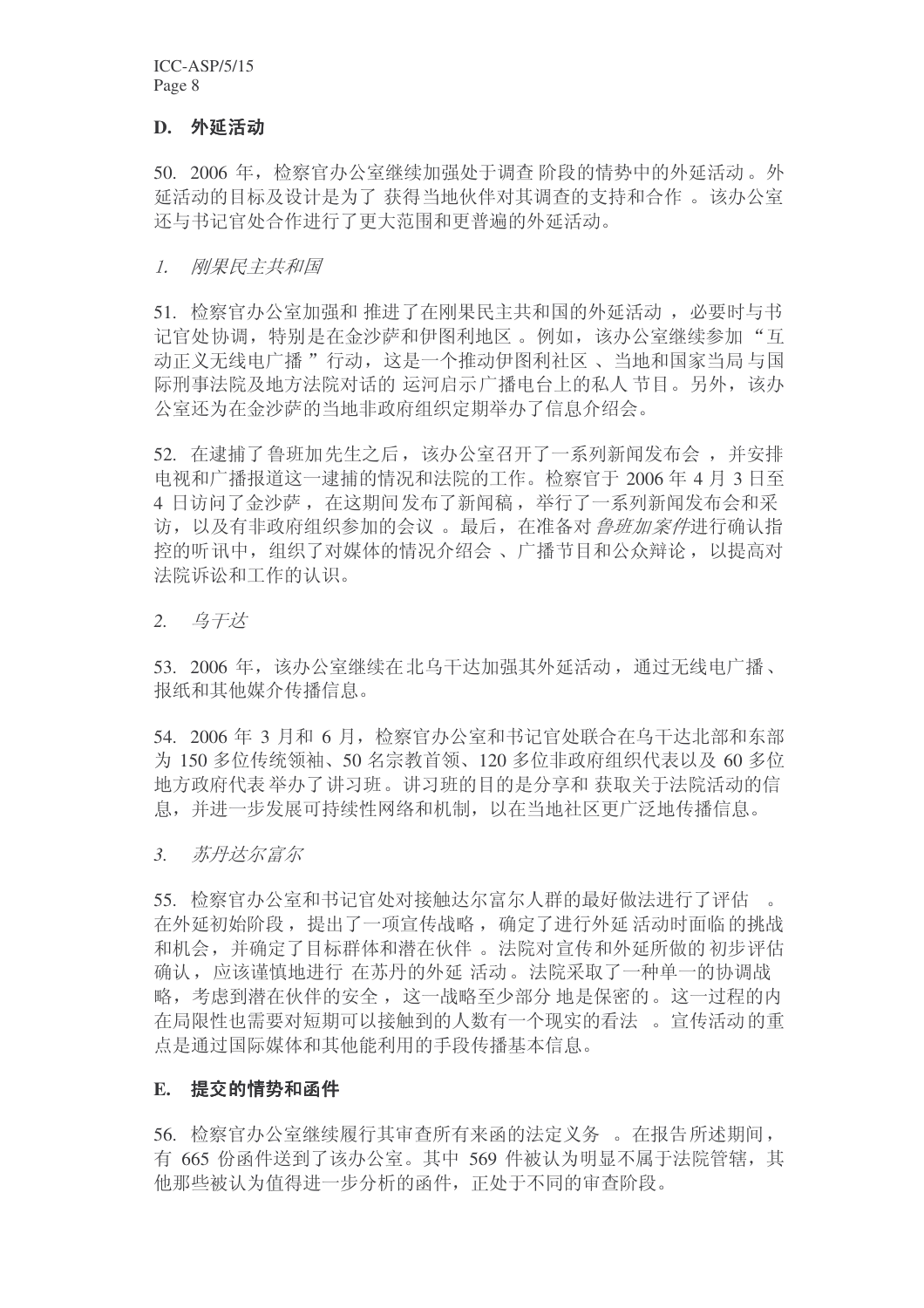### D. 外延活动

50. 2006 年，检察官办公室继续加强处于调查阶段的情势中的外延活动。外延活动的目标及设计是为了获得当地伙伴对其调查的支持和合作。该办公室还与书记官处合作进行了更大范围和更普遍的外延活动。

*1. 刚果民主共和国*

51. 检察官办公室加强和推进了在刚果民主共和国的外延活动，必要时与书记官处协调，特别是在金沙萨和伊图利地区。例如，该办公室继续参加"互动正义无线电广播"行动，这是一个推动伊图利社区、当地和国家当局与国际刑事法院及地方法院对话的运河启示广播电台上的私人节目。另外，该办公室还为在金沙萨的当地非政府组织定期举办了信息介绍会。

52. 在逮捕了鲁班加先生之后，该办公室召开了一系列新闻发布会，并安排电视和广播报道这一逮捕的情况和法院的工作。检察官于 2006 年 4 月 3 日至 4 日访问了金沙萨，在这期间发布了新闻稿，举行了一系列新闻发布会和采访，以及有非政府组织参加的会议。最后，在准备对*鲁班加案件*进行确认指控的听讯中，组织了对媒体的情况介绍会、广播节目和公众辩论，以提高对法院诉讼和工作的认识。

*2. 乌干达*

53. 2006 年，该办公室继续在北乌干达加强其外延活动，通过无线电广播、报纸和其他媒介传播信息。

54. 2006 年 3 月和 6 月，检察官办公室和书记官处联合在乌干达北部和东部为 150 多位传统领袖、50 名宗教首领、120 多位非政府组织代表以及 60 多位地方政府代表举办了讲习班。讲习班的目的是分享和获取关于法院活动的信息，并进一步发展可持续性网络和机制，以在当地社区更广泛地传播信息。

*3. 苏丹达尔富尔*

55. 检察官办公室和书记官处对接触达尔富尔人群的最好做法进行了评估。在外延初始阶段，提出了一项宣传战略，确定了进行外延活动时面临的挑战和机会，并确定了目标群体和潜在伙伴。法院对宣传和外延所做的初步评估确认，应该谨慎地进行在苏丹的外延活动。法院采取了一种单一的协调战略，考虑到潜在伙伴的安全，这一战略至少部分地是保密的。这一过程的内在局限性也需要对短期可以接触到的人数有一个现实的看法。宣传活动的重点是通过国际媒体和其他能利用的手段传播基本信息。

### E. 提交的情势和函件

56. 检察官办公室继续履行其审查所有来函的法定义务。在报告所述期间，有 665 份函件送到了该办公室。其中 569 件被认为明显不属于法院管辖，其他那些被认为值得进一步分析的函件，正处于不同的审查阶段。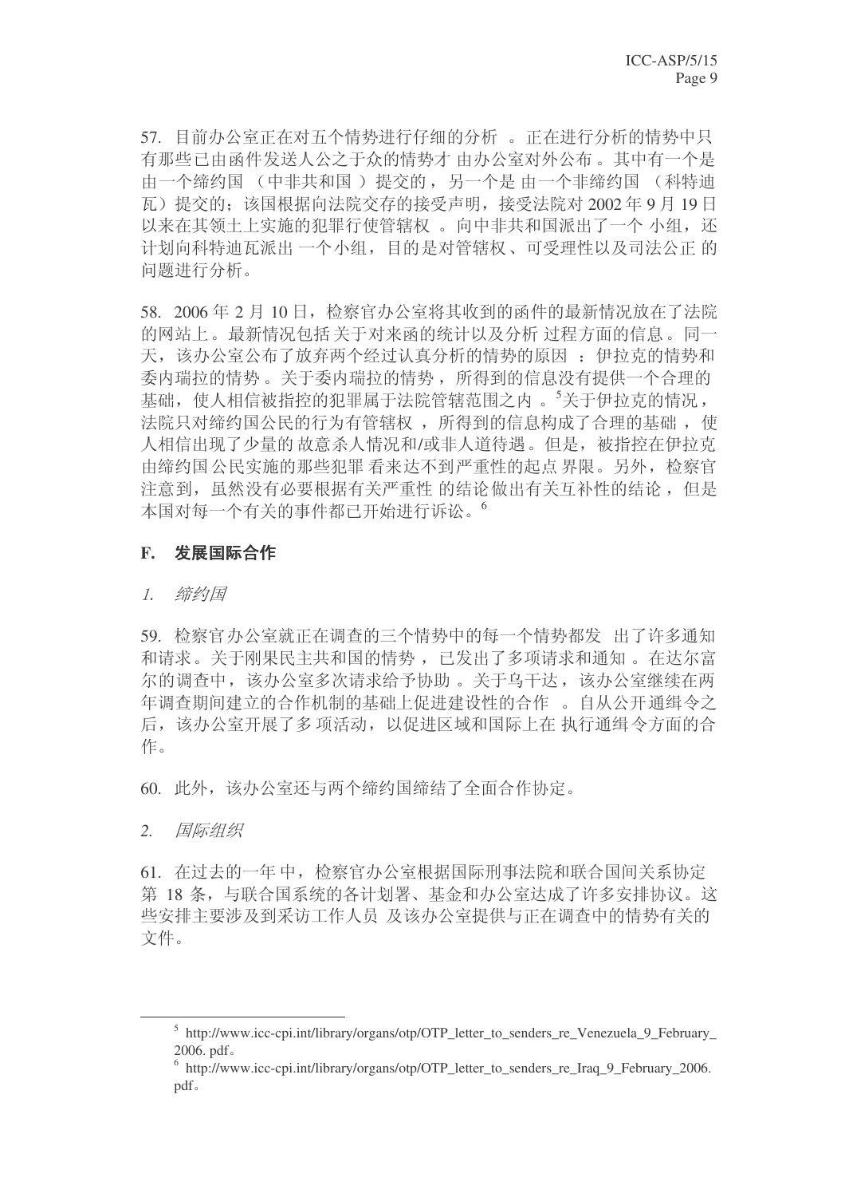57. 目前办公室正在对五个情势进行仔细的分析。正在进行分析的情势中只有那些已由函件发送人公之于众的情势才由办公室对外公布。其中有一个是由一个缔约国（中非共和国）提交的，另一个是由一个非缔约国（科特迪瓦）提交的；该国根据向法院交存的接受声明，接受法院对 2002 年 9 月 19 日以来在其领土上实施的犯罪行使管辖权。向中非共和国派出了一个小组，还计划向科特迪瓦派出一个小组，目的是对管辖权、可受理性以及司法公正的问题进行分析。

58. 2006 年 2 月 10 日，检察官办公室将其收到的函件的最新情况放在了法院的网站上。最新情况包括关于对来函的统计以及分析过程方面的信息。同一天，该办公室公布了放弃两个经过认真分析的情势的原因：伊拉克的情势和委内瑞拉的情势。关于委内瑞拉的情势，所得到的信息没有提供一个合理的基础，使人相信被指控的犯罪属于法院管辖范围之内。[5]关于伊拉克的情况，法院只对缔约国公民的行为有管辖权，所得到的信息构成了合理的基础，使人相信出现了少量的故意杀人情况和/或非人道待遇。但是，被指控在伊拉克由缔约国公民实施的那些犯罪看来达不到严重性的起点界限。另外，检察官注意到，虽然没有必要根据有关严重性的结论做出有关互补性的结论，但是本国对每一个有关的事件都已开始进行诉讼。[6]

## F. 发展国际合作

### *1. 缔约国*

59. 检察官办公室就正在调查的三个情势中的每一个情势都发出了许多通知和请求。关于刚果民主共和国的情势，已发出了多项请求和通知。在达尔富尔的调查中，该办公室多次请求给予协助。关于乌干达，该办公室继续在两年调查期间建立的合作机制的基础上促进建设性的合作。自从公开通缉令之后，该办公室开展了多项活动，以促进区域和国际上在执行通缉令方面的合作。

60. 此外，该办公室还与两个缔约国缔结了全面合作协定。

### *2. 国际组织*

61. 在过去的一年中，检察官办公室根据国际刑事法院和联合国间关系协定第 18 条，与联合国系统的各计划署、基金和办公室达成了许多安排协议。这些安排主要涉及到采访工作人员及该办公室提供与正在调查中的情势有关的文件。

---

[5] http://www.icc-cpi.int/library/organs/otp/OTP_letter_to_senders_re_Venezuela_9_February_2006.pdf。

[6] http://www.icc-cpi.int/library/organs/otp/OTP_letter_to_senders_re_Iraq_9_February_2006.pdf。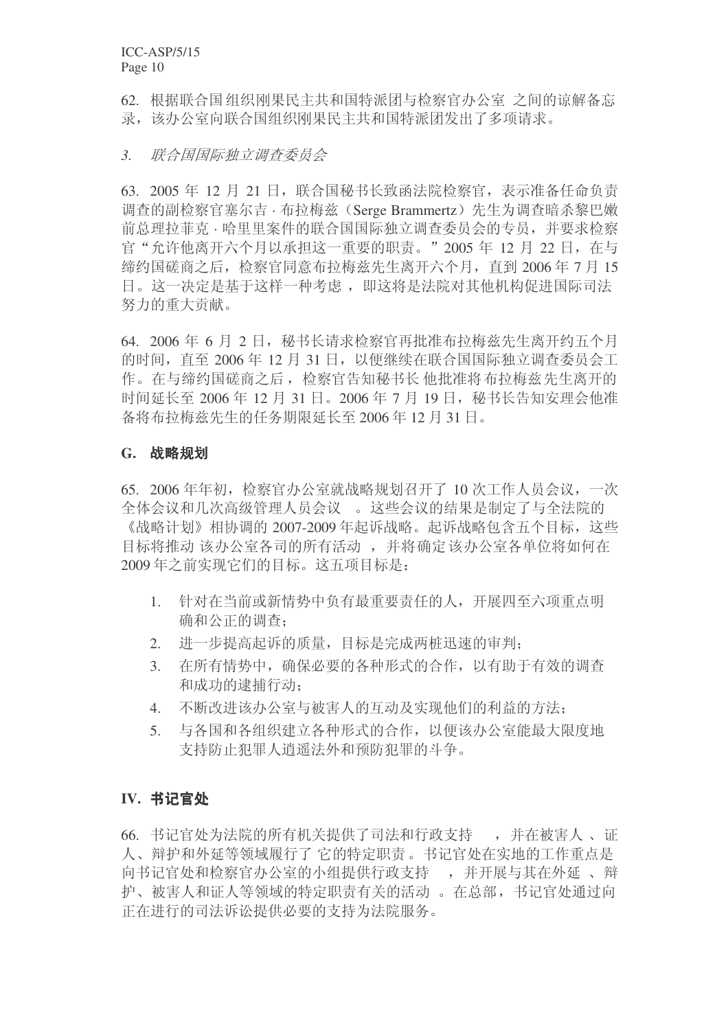62. 根据联合国组织刚果民主共和国特派团与检察官办公室 之间的谅解备忘录，该办公室向联合国组织刚果民主共和国特派团发出了多项请求。

### *3. 联合国国际独立调查委员会*

63. 2005 年 12 月 21 日，联合国秘书长致函法院检察官，表示准备任命负责调查的副检察官塞尔吉 · 布拉梅兹（Serge Brammertz）先生为调查暗杀黎巴嫩前总理拉菲克 · 哈里里案件的联合国国际独立调查委员会的专员，并要求检察官“允许他离开六个月以承担这一重要的职责。”2005 年 12 月 22 日，在与缔约国磋商之后，检察官同意布拉梅兹先生离开六个月，直到 2006 年 7 月 15 日。这一决定是基于这样一种考虑 ，即这将是法院对其他机构促进国际司法努力的重大贡献。

64. 2006 年 6 月 2 日，秘书长请求检察官再批准布拉梅兹先生离开约五个月的时间，直至 2006 年 12 月 31 日，以便继续在联合国国际独立调查委员会工作。在与缔约国磋商之后，检察官告知秘书长 他批准将布拉梅兹先生离开的时间延长至 2006 年 12 月 31 日。2006 年 7 月 19 日，秘书长告知安理会他准备将布拉梅兹先生的任务期限延长至 2006 年 12 月 31 日。

## G. 战略规划

65. 2006 年年初，检察官办公室就战略规划召开了 10 次工作人员会议，一次全体会议和几次高级管理人员会议 。这些会议的结果是制定了与全法院的《战略计划》相协调的 2007-2009 年起诉战略。起诉战略包含五个目标，这些目标将推动 该办公室各司的所有活动 ，并将确定该办公室各单位将如何在 2009 年之前实现它们的目标。这五项目标是：

1. 针对在当前或新情势中负有最重要责任的人，开展四至六项重点明确和公正的调查；
2. 进一步提高起诉的质量，目标是完成两桩迅速的审判；
3. 在所有情势中，确保必要的各种形式的合作，以有助于有效的调查和成功的逮捕行动；
4. 不断改进该办公室与被害人的互动及实现他们的利益的方法；
5. 与各国和各组织建立各种形式的合作，以便该办公室能最大限度地支持防止犯罪人逍遥法外和预防犯罪的斗争。

# IV. 书记官处

66. 书记官处为法院的所有机关提供了司法和行政支持 ，并在被害人 、证人、辩护和外延等领域履行了 它的特定职责 。书记官处在实地的工作重点是向书记官处和检察官办公室的小组提供行政支持 ，并开展与其在外延 、辩护、被害人和证人等领域的特定职责有关的活动 。在总部，书记官处通过向正在进行的司法诉讼提供必要的支持为法院服务。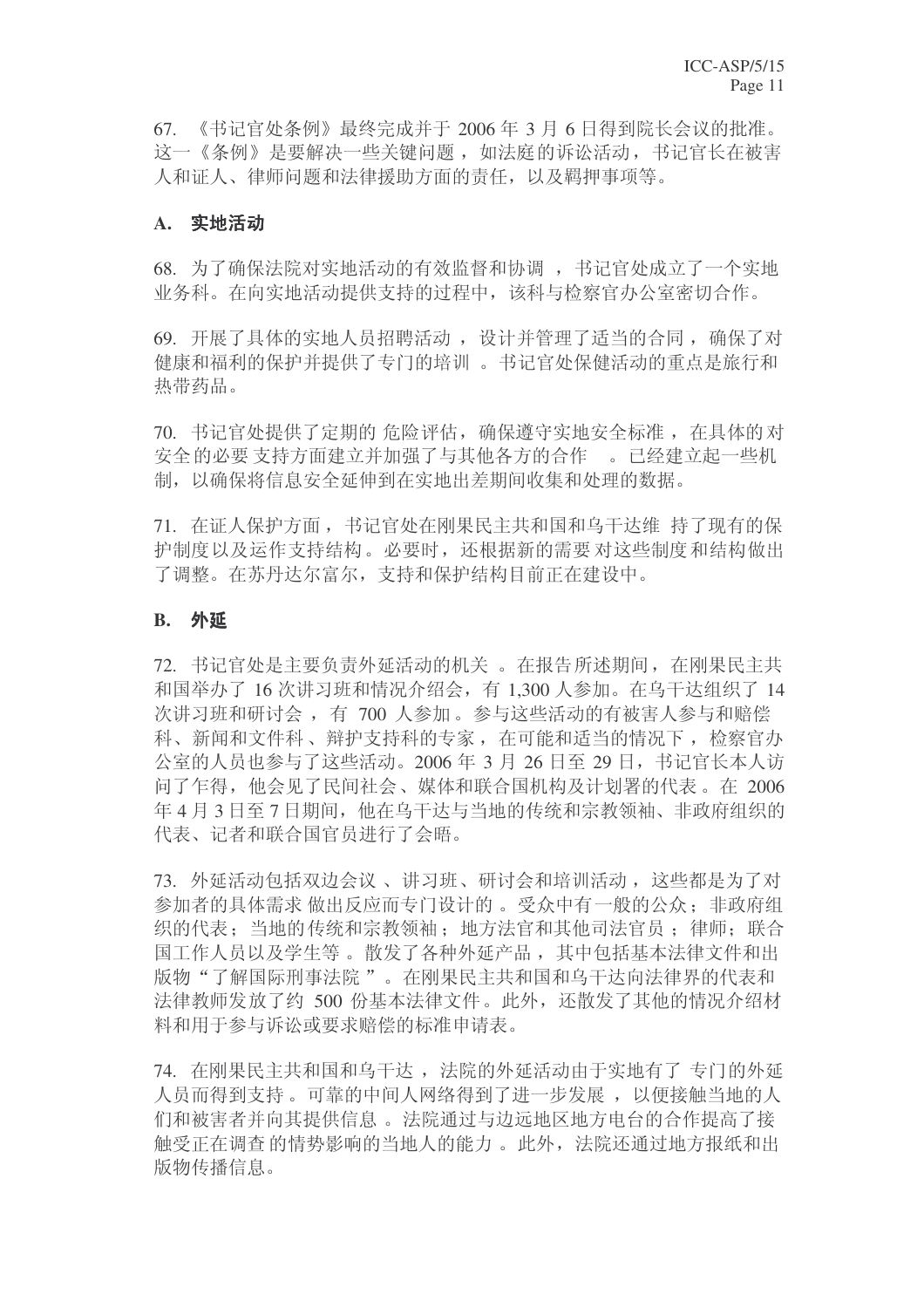67. 《书记官处条例》最终完成并于 2006 年 3 月 6 日得到院长会议的批准。这一《条例》是要解决一些关键问题，如法庭的诉讼活动，书记官长在被害人和证人、律师问题和法律援助方面的责任，以及羁押事项等。

## A. 实地活动

68. 为了确保法院对实地活动的有效监督和协调，书记官处成立了一个实地业务科。在向实地活动提供支持的过程中，该科与检察官办公室密切合作。

69. 开展了具体的实地人员招聘活动，设计并管理了适当的合同，确保了对健康和福利的保护并提供了专门的培训。书记官处保健活动的重点是旅行和热带药品。

70. 书记官处提供了定期的危险评估，确保遵守实地安全标准，在具体的对安全的必要支持方面建立并加强了与其他各方的合作。已经建立起一些机制，以确保将信息安全延伸到在实地出差期间收集和处理的数据。

71. 在证人保护方面，书记官处在刚果民主共和国和乌干达维持了现有的保护制度以及运作支持结构。必要时，还根据新的需要对这些制度和结构做出了调整。在苏丹达尔富尔，支持和保护结构目前正在建设中。

## B. 外延

72. 书记官处是主要负责外延活动的机关。在报告所述期间，在刚果民主共和国举办了 16 次讲习班和情况介绍会，有 1,300 人参加。在乌干达组织了 14 次讲习班和研讨会，有 700 人参加。参与这些活动的有被害人参与和赔偿科、新闻和文件科、辩护支持科的专家，在可能和适当的情况下，检察官办公室的人员也参与了这些活动。2006 年 3 月 26 日至 29 日，书记官长本人访问了乍得，他会见了民间社会、媒体和联合国机构及计划署的代表。在 2006 年 4 月 3 日至 7 日期间，他在乌干达与当地的传统和宗教领袖、非政府组织的代表、记者和联合国官员进行了会晤。

73. 外延活动包括双边会议、讲习班、研讨会和培训活动，这些都是为了对参加者的具体需求做出反应而专门设计的。受众中有一般的公众；非政府组织的代表；当地的传统和宗教领袖；地方法官和其他司法官员；律师；联合国工作人员以及学生等。散发了各种外延产品，其中包括基本法律文件和出版物"了解国际刑事法院"。在刚果民主共和国和乌干达向法律界的代表和法律教师发放了约 500 份基本法律文件。此外，还散发了其他的情况介绍材料和用于参与诉讼或要求赔偿的标准申请表。

74. 在刚果民主共和国和乌干达，法院的外延活动由于实地有了专门的外延人员而得到支持。可靠的中间人网络得到了进一步发展，以便接触当地的人们和被害者并向其提供信息。法院通过与边远地区地方电台的合作提高了接触受正在调查的情势影响的当地人的能力。此外，法院还通过地方报纸和出版物传播信息。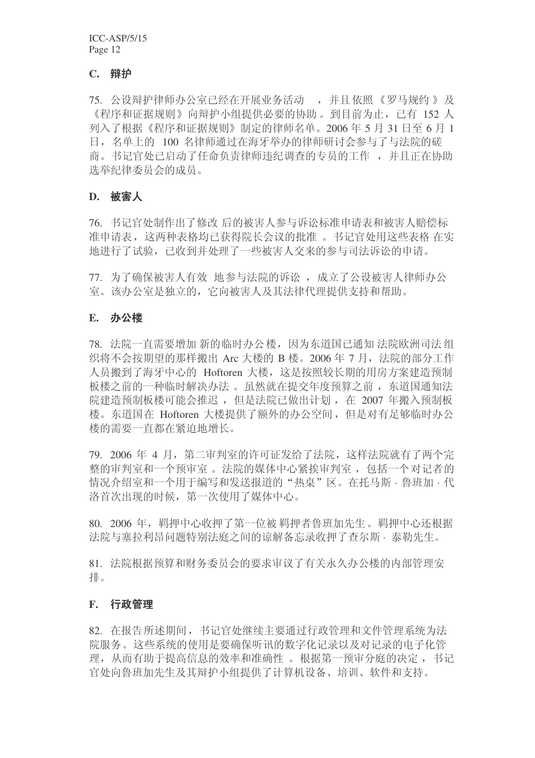### C. 辩护

75. 公设辩护律师办公室已经在开展业务活动，并且依照《罗马规约》及《程序和证据规则》向辩护小组提供必要的协助。到目前为止，已有 152 人列入了根据《程序和证据规则》制定的律师名单。2006 年 5 月 31 日至 6 月 1 日，名单上的 100 名律师通过在海牙举办的律师研讨会参与了与法院的磋商。书记官处已启动了任命负责律师违纪调查的专员的工作，并且正在协助选举纪律委员会的成员。

### D. 被害人

76. 书记官处制作出了修改后的被害人参与诉讼标准申请表和被害人赔偿标准申请表，这两种表格均已获得院长会议的批准。书记官处用这些表格在实地进行了试验，已收到并处理了一些被害人交来的参与司法诉讼的申请。

77. 为了确保被害人有效地参与法院的诉讼，成立了公设被害人律师办公室。该办公室是独立的，它向被害人及其法律代理提供支持和帮助。

### E. 办公楼

78. 法院一直需要增加新的临时办公楼，因为东道国已通知法院欧洲司法组织将不会按期望的那样搬出 Arc 大楼的 B 楼。2006 年 7 月，法院的部分工作人员搬到了海牙中心的 Hoftoren 大楼，这是按照较长期的用房方案建造预制板楼之前的一种临时解决办法。虽然就在提交年度预算之前，东道国通知法院建造预制板楼可能会推迟，但是法院已做出计划，在 2007 年搬入预制板楼。东道国在 Hoftoren 大楼提供了额外的办公空间，但是对有足够临时办公楼的需要一直都在紧迫地增长。

79. 2006 年 4 月，第二审判室的许可证发给了法院，这样法院就有了两个完整的审判室和一个预审室。法院的媒体中心紧挨审判室，包括一个对记者的情况介绍室和一个用于编写和发送报道的“热桌”区。在托马斯 · 鲁班加 · 代洛首次出现的时候，第一次使用了媒体中心。

80. 2006 年，羁押中心收押了第一位被羁押者鲁班加先生。羁押中心还根据法院与塞拉利昂问题特别法庭之间的谅解备忘录收押了查尔斯 · 泰勒先生。

81. 法院根据预算和财务委员会的要求审议了有关永久办公楼的内部管理安排。

### F. 行政管理

82. 在报告所述期间，书记官处继续主要通过行政管理和文件管理系统为法院服务。这些系统的使用是要确保听讯的数字化记录以及对记录的电子化管理，从而有助于提高信息的效率和准确性。根据第一预审分庭的决定，书记官处向鲁班加先生及其辩护小组提供了计算机设备、培训、软件和支持。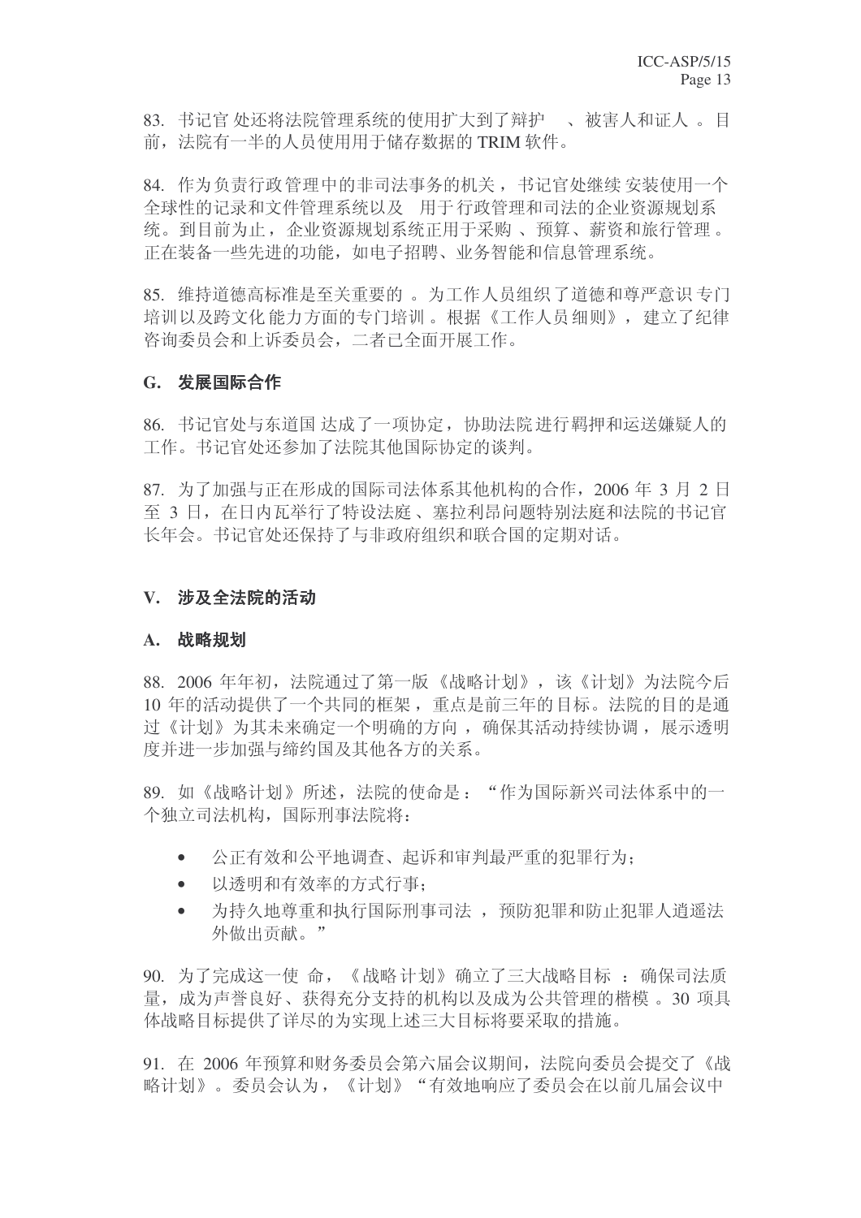83. 书记官处还将法院管理系统的使用扩大到了辩护、被害人和证人。目前，法院有一半的人员使用用于储存数据的 TRIM 软件。

84. 作为负责行政管理中的非司法事务的机关，书记官处继续安装使用一个全球性的记录和文件管理系统以及用于行政管理和司法的企业资源规划系统。到目前为止，企业资源规划系统正用于采购、预算、薪资和旅行管理。正在装备一些先进的功能，如电子招聘、业务智能和信息管理系统。

85. 维持道德高标准是至关重要的。为工作人员组织了道德和尊严意识专门培训以及跨文化能力方面的专门培训。根据《工作人员细则》，建立了纪律咨询委员会和上诉委员会，二者已全面开展工作。

## G. 发展国际合作

86. 书记官处与东道国达成了一项协定，协助法院进行羁押和运送嫌疑人的工作。书记官处还参加了法院其他国际协定的谈判。

87. 为了加强与正在形成的国际司法体系其他机构的合作，2006 年 3 月 2 日至 3 日，在日内瓦举行了特设法庭、塞拉利昂问题特别法庭和法院的书记官长年会。书记官处还保持了与非政府组织和联合国的定期对话。

# V. 涉及全法院的活动

## A. 战略规划

88. 2006 年年初，法院通过了第一版《战略计划》，该《计划》为法院今后 10 年的活动提供了一个共同的框架，重点是前三年的目标。法院的目的是通过《计划》为其未来确定一个明确的方向，确保其活动持续协调，展示透明度并进一步加强与缔约国及其他各方的关系。

89. 如《战略计划》所述，法院的使命是："作为国际新兴司法体系中的一个独立司法机构，国际刑事法院将：

- 公正有效和公平地调查、起诉和审判最严重的犯罪行为；
- 以透明和有效率的方式行事；
- 为持久地尊重和执行国际刑事司法，预防犯罪和防止犯罪人逍遥法外做出贡献。"

90. 为了完成这一使命，《战略计划》确立了三大战略目标：确保司法质量，成为声誉良好、获得充分支持的机构以及成为公共管理的楷模。30 项具体战略目标提供了详尽的为实现上述三大目标将要采取的措施。

91. 在 2006 年预算和财务委员会第六届会议期间，法院向委员会提交了《战略计划》。委员会认为，《计划》"有效地响应了委员会在以前几届会议中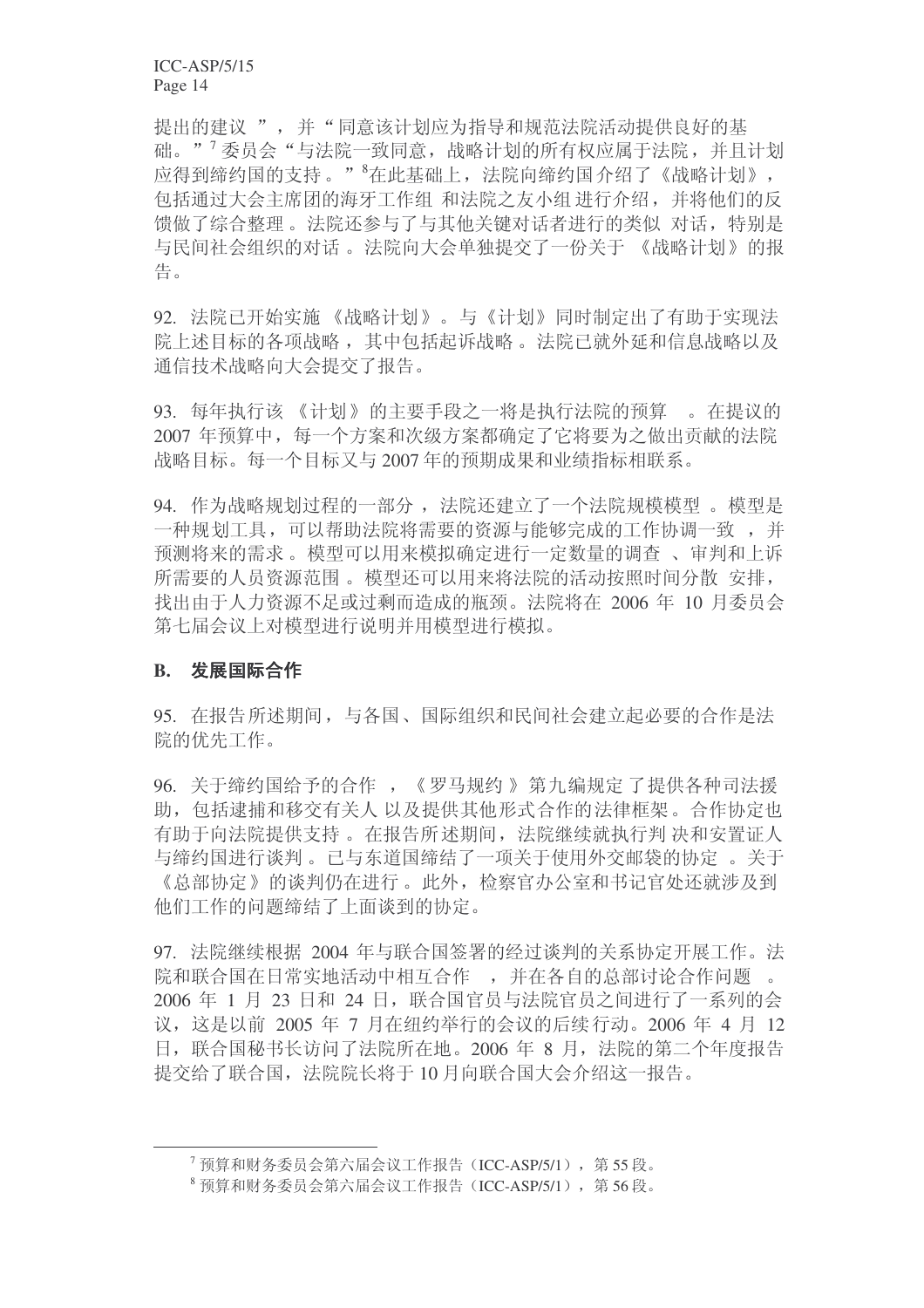提出的建议”，并“同意该计划应为指导和规范法院活动提供良好的基础。”[7] 委员会“与法院一致同意，战略计划的所有权应属于法院，并且计划应得到缔约国的支持。”[8]在此基础上，法院向缔约国介绍了《战略计划》，包括通过大会主席团的海牙工作组和法院之友小组进行介绍，并将他们的反馈做了综合整理。法院还参与了与其他关键对话者进行的类似对话，特别是与民间社会组织的对话。法院向大会单独提交了一份关于《战略计划》的报告。

92. 法院已开始实施《战略计划》。与《计划》同时制定出了有助于实现法院上述目标的各项战略，其中包括起诉战略。法院已就外延和信息战略以及通信技术战略向大会提交了报告。

93. 每年执行该《计划》的主要手段之一将是执行法院的预算。在提议的 2007 年预算中，每一个方案和次级方案都确定了它将要为之做出贡献的法院战略目标。每一个目标又与 2007 年的预期成果和业绩指标相联系。

94. 作为战略规划过程的一部分，法院还建立了一个法院规模模型。模型是一种规划工具，可以帮助法院将需要的资源与能够完成的工作协调一致，并预测将来的需求。模型可以用来模拟确定进行一定数量的调查、审判和上诉所需要的人员资源范围。模型还可以用来将法院的活动按照时间分散安排，找出由于人力资源不足或过剩而造成的瓶颈。法院将在 2006 年 10 月委员会第七届会议上对模型进行说明并用模型进行模拟。

## B. 发展国际合作

95. 在报告所述期间，与各国、国际组织和民间社会建立起必要的合作是法院的优先工作。

96. 关于缔约国给予的合作，《罗马规约》第九编规定了提供各种司法援助，包括逮捕和移交有关人以及提供其他形式合作的法律框架。合作协定也有助于向法院提供支持。在报告所述期间，法院继续就执行判决和安置证人与缔约国进行谈判。已与东道国缔结了一项关于使用外交邮袋的协定。关于《总部协定》的谈判仍在进行。此外，检察官办公室和书记官处还就涉及到他们工作的问题缔结了上面谈到的协定。

97. 法院继续根据 2004 年与联合国签署的经过谈判的关系协定开展工作。法院和联合国在日常实地活动中相互合作，并在各自的总部讨论合作问题。2006 年 1 月 23 日和 24 日，联合国官员与法院官员之间进行了一系列的会议，这是以前 2005 年 7 月在纽约举行的会议的后续行动。2006 年 4 月 12 日，联合国秘书长访问了法院所在地。2006 年 8 月，法院的第二个年度报告提交给了联合国，法院院长将于 10 月向联合国大会介绍这一报告。

---

[7] 预算和财务委员会第六届会议工作报告（ICC-ASP/5/1），第 55 段。

[8] 预算和财务委员会第六届会议工作报告（ICC-ASP/5/1），第 56 段。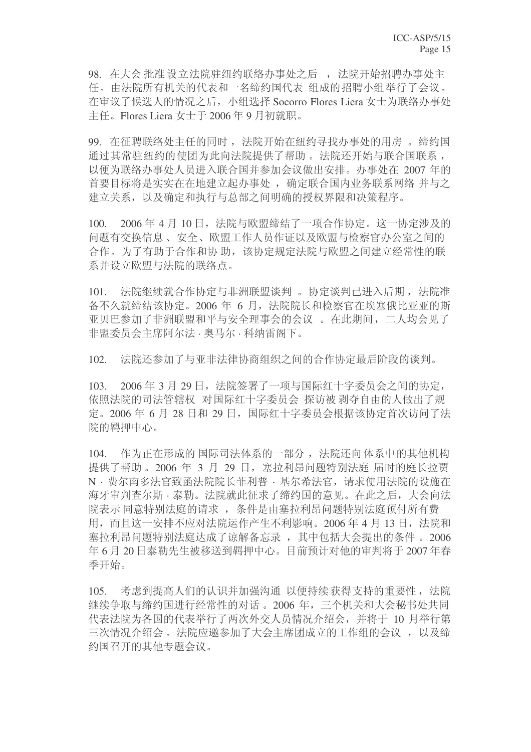98. 在大会批准设立法院驻纽约联络办事处之后，法院开始招聘办事处主任。由法院所有机关的代表和一名缔约国代表组成的招聘小组举行了会议。在审议了候选人的情况之后，小组选择 Socorro Flores Liera 女士为联络办事处主任。Flores Liera 女士于 2006 年 9 月初就职。

99. 在征聘联络处主任的同时，法院开始在纽约寻找办事处的用房。缔约国通过其常驻纽约的使团为此向法院提供了帮助。法院还开始与联合国联系，以便为联络办事处人员进入联合国并参加会议做出安排。办事处在 2007 年的首要目标将是实实在在地建立起办事处，确定联合国内业务联系网络并与之建立关系，以及确定和执行与总部之间明确的授权界限和决策程序。

100. 2006 年 4 月 10 日，法院与欧盟缔结了一项合作协定。这一协定涉及的问题有交换信息、安全、欧盟工作人员作证以及欧盟与检察官办公室之间的合作。为了有助于合作和协助，该协定规定法院与欧盟之间建立经常性的联系并设立欧盟与法院的联络点。

101. 法院继续就合作协定与非洲联盟谈判。协定谈判已进入后期，法院准备不久就缔结该协定。2006 年 6 月，法院院长和检察官在埃塞俄比亚亚的斯亚贝巴参加了非洲联盟和平与安全理事会的会议。在此期间，二人均会见了非盟委员会主席阿尔法 · 奥马尔 · 科纳雷阁下。

102. 法院还参加了与亚非法律协商组织之间的合作协定最后阶段的谈判。

103. 2006 年 3 月 29 日，法院签署了一项与国际红十字委员会之间的协定，依照法院的司法管辖权对国际红十字委员会探访被剥夺自由的人做出了规定。2006 年 6 月 28 日和 29 日，国际红十字委员会根据该协定首次访问了法院的羁押中心。

104. 作为正在形成的国际司法体系的一部分，法院还向体系中的其他机构提供了帮助。2006 年 3 月 29 日，塞拉利昂问题特别法庭届时的庭长拉贾 N · 费尔南多法官致函法院院长菲利普 · 基尔希法官，请求使用法院的设施在海牙审判查尔斯 · 泰勒。法院就此征求了缔约国的意见。在此之后，大会向法院表示同意特别法庭的请求，条件是由塞拉利昂问题特别法庭预付所有费用，而且这一安排不应对法院运作产生不利影响。2006 年 4 月 13 日，法院和塞拉利昂问题特别法庭达成了谅解备忘录，其中包括大会提出的条件。2006 年 6 月 20 日泰勒先生被移送到羁押中心。目前预计对他的审判将于 2007 年春季开始。

105. 考虑到提高人们的认识并加强沟通以便持续获得支持的重要性，法院继续争取与缔约国进行经常性的对话。2006 年，三个机关和大会秘书处共同代表法院为各国的代表举行了两次外交人员情况介绍会，并将于 10 月举行第三次情况介绍会。法院应邀参加了大会主席团成立的工作组的会议，以及缔约国召开的其他专题会议。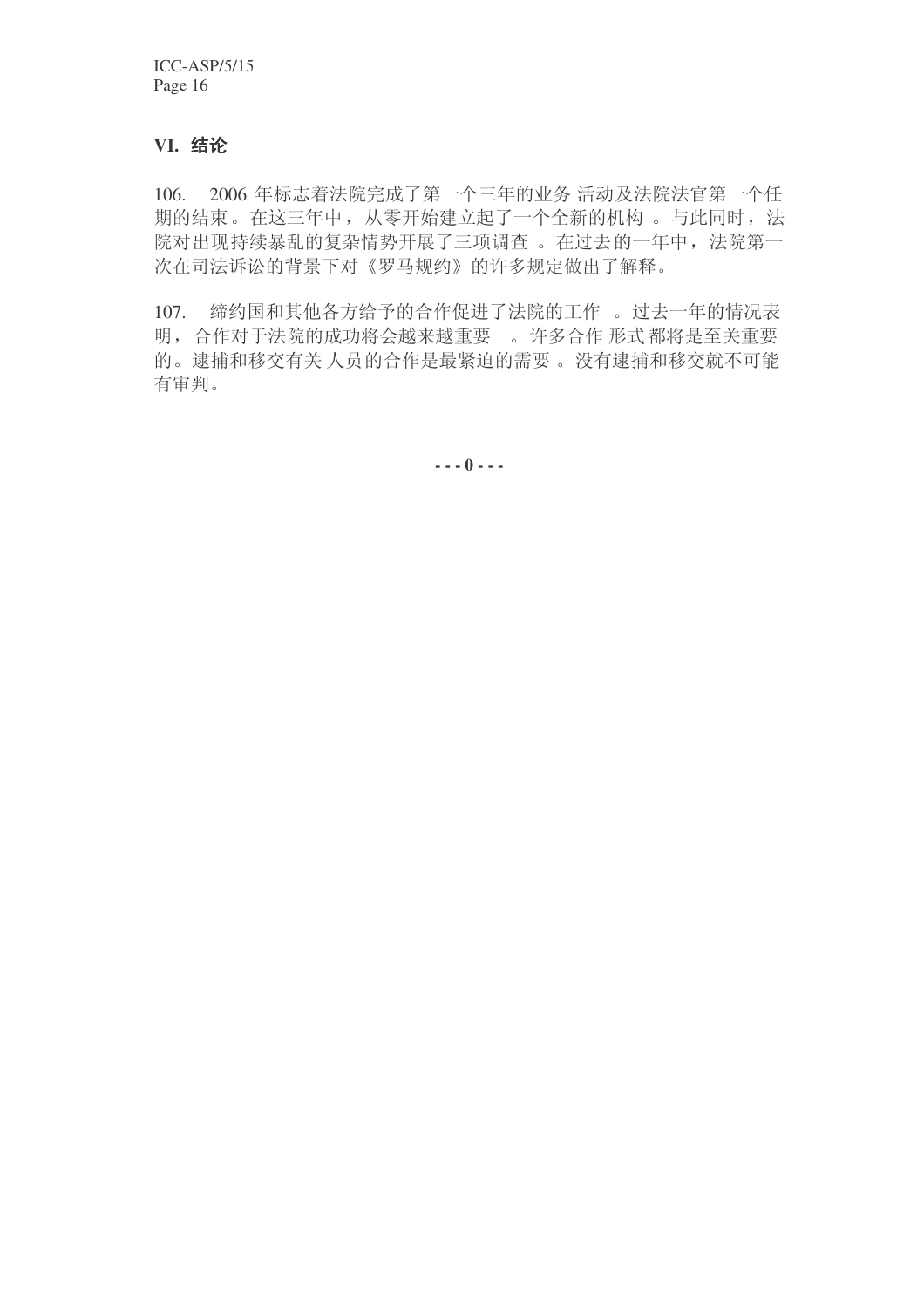## VI. 结论

106. 2006 年标志着法院完成了第一个三年的业务活动及法院法官第一个任期的结束。在这三年中，从零开始建立起了一个全新的机构。与此同时，法院对出现持续暴乱的复杂情势开展了三项调查。在过去的一年中，法院第一次在司法诉讼的背景下对《罗马规约》的许多规定做出了解释。

107. 缔约国和其他各方给予的合作促进了法院的工作。过去一年的情况表明，合作对于法院的成功将会越来越重要。许多合作形式都将是至关重要的。逮捕和移交有关人员的合作是最紧迫的需要。没有逮捕和移交就不可能有审判。

**- - - 0 - - -**